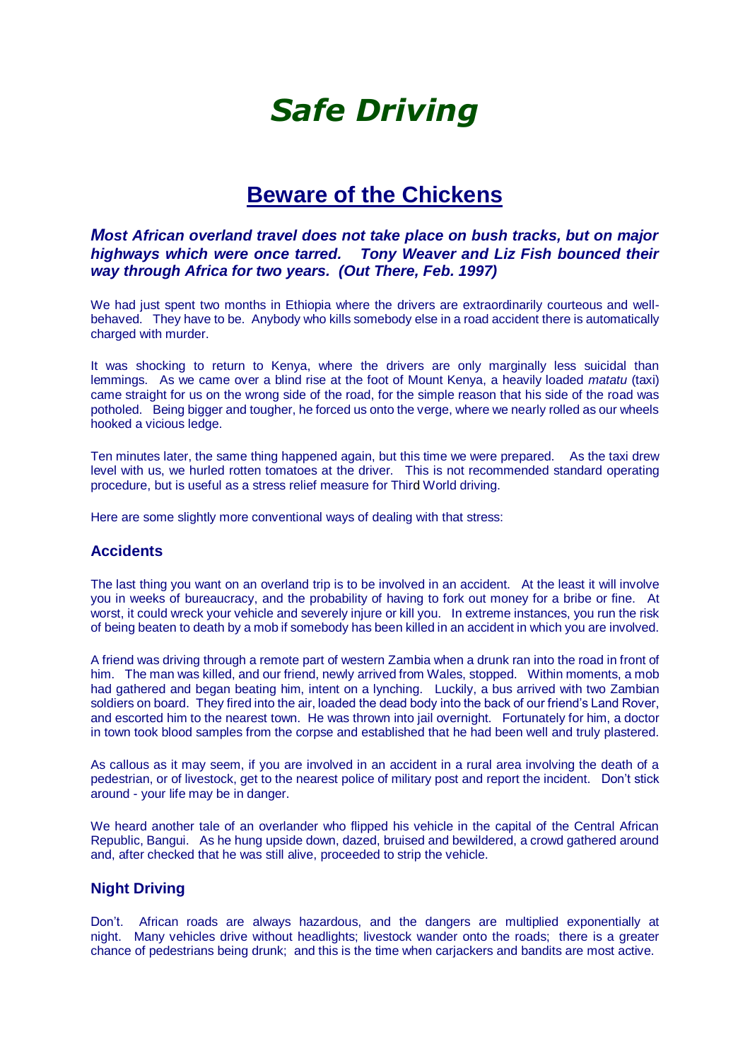# *Safe Driving*

## Beware of the Chickens

***Most African overland travel does not take place on bush tracks, but on major highways which were once tarred. Tony Weaver and Liz Fish bounced their way through Africa for two years. (Out There, Feb. 1997)***

We had just spent two months in Ethiopia where the drivers are extraordinarily courteous and well-behaved. They have to be. Anybody who kills somebody else in a road accident there is automatically charged with murder.

It was shocking to return to Kenya, where the drivers are only marginally less suicidal than lemmings. As we came over a blind rise at the foot of Mount Kenya, a heavily loaded *matatu* (taxi) came straight for us on the wrong side of the road, for the simple reason that his side of the road was potholed. Being bigger and tougher, he forced us onto the verge, where we nearly rolled as our wheels hooked a vicious ledge.

Ten minutes later, the same thing happened again, but this time we were prepared. As the taxi drew level with us, we hurled rotten tomatoes at the driver. This is not recommended standard operating procedure, but is useful as a stress relief measure for Third World driving.

Here are some slightly more conventional ways of dealing with that stress:

### Accidents

The last thing you want on an overland trip is to be involved in an accident. At the least it will involve you in weeks of bureaucracy, and the probability of having to fork out money for a bribe or fine. At worst, it could wreck your vehicle and severely injure or kill you. In extreme instances, you run the risk of being beaten to death by a mob if somebody has been killed in an accident in which you are involved.

A friend was driving through a remote part of western Zambia when a drunk ran into the road in front of him. The man was killed, and our friend, newly arrived from Wales, stopped. Within moments, a mob had gathered and began beating him, intent on a lynching. Luckily, a bus arrived with two Zambian soldiers on board. They fired into the air, loaded the dead body into the back of our friend's Land Rover, and escorted him to the nearest town. He was thrown into jail overnight. Fortunately for him, a doctor in town took blood samples from the corpse and established that he had been well and truly plastered.

As callous as it may seem, if you are involved in an accident in a rural area involving the death of a pedestrian, or of livestock, get to the nearest police of military post and report the incident. Don't stick around - your life may be in danger.

We heard another tale of an overlander who flipped his vehicle in the capital of the Central African Republic, Bangui. As he hung upside down, dazed, bruised and bewildered, a crowd gathered around and, after checked that he was still alive, proceeded to strip the vehicle.

### Night Driving

Don't. African roads are always hazardous, and the dangers are multiplied exponentially at night. Many vehicles drive without headlights; livestock wander onto the roads; there is a greater chance of pedestrians being drunk; and this is the time when carjackers and bandits are most active.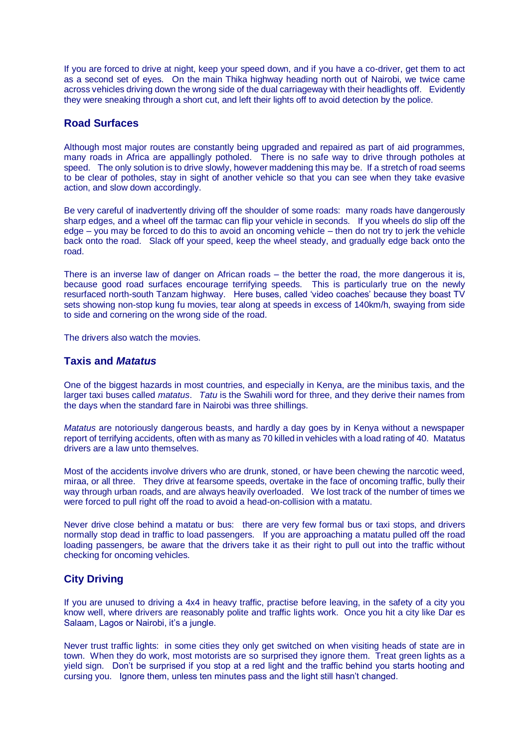If you are forced to drive at night, keep your speed down, and if you have a co-driver, get them to act as a second set of eyes. On the main Thika highway heading north out of Nairobi, we twice came across vehicles driving down the wrong side of the dual carriageway with their headlights off. Evidently they were sneaking through a short cut, and left their lights off to avoid detection by the police.

## Road Surfaces

Although most major routes are constantly being upgraded and repaired as part of aid programmes, many roads in Africa are appallingly potholed. There is no safe way to drive through potholes at speed. The only solution is to drive slowly, however maddening this may be. If a stretch of road seems to be clear of potholes, stay in sight of another vehicle so that you can see when they take evasive action, and slow down accordingly.

Be very careful of inadvertently driving off the shoulder of some roads: many roads have dangerously sharp edges, and a wheel off the tarmac can flip your vehicle in seconds. If you wheels do slip off the edge – you may be forced to do this to avoid an oncoming vehicle – then do not try to jerk the vehicle back onto the road. Slack off your speed, keep the wheel steady, and gradually edge back onto the road.

There is an inverse law of danger on African roads – the better the road, the more dangerous it is, because good road surfaces encourage terrifying speeds. This is particularly true on the newly resurfaced north-south Tanzam highway. Here buses, called 'video coaches' because they boast TV sets showing non-stop kung fu movies, tear along at speeds in excess of 140km/h, swaying from side to side and cornering on the wrong side of the road.

The drivers also watch the movies.

## Taxis and *Matatus*

One of the biggest hazards in most countries, and especially in Kenya, are the minibus taxis, and the larger taxi buses called *matatus*. *Tatu* is the Swahili word for three, and they derive their names from the days when the standard fare in Nairobi was three shillings.

*Matatus* are notoriously dangerous beasts, and hardly a day goes by in Kenya without a newspaper report of terrifying accidents, often with as many as 70 killed in vehicles with a load rating of 40. Matatus drivers are a law unto themselves.

Most of the accidents involve drivers who are drunk, stoned, or have been chewing the narcotic weed, miraa, or all three. They drive at fearsome speeds, overtake in the face of oncoming traffic, bully their way through urban roads, and are always heavily overloaded. We lost track of the number of times we were forced to pull right off the road to avoid a head-on-collision with a matatu.

Never drive close behind a matatu or bus: there are very few formal bus or taxi stops, and drivers normally stop dead in traffic to load passengers. If you are approaching a matatu pulled off the road loading passengers, be aware that the drivers take it as their right to pull out into the traffic without checking for oncoming vehicles.

## City Driving

If you are unused to driving a 4x4 in heavy traffic, practise before leaving, in the safety of a city you know well, where drivers are reasonably polite and traffic lights work. Once you hit a city like Dar es Salaam, Lagos or Nairobi, it's a jungle.

Never trust traffic lights: in some cities they only get switched on when visiting heads of state are in town. When they do work, most motorists are so surprised they ignore them. Treat green lights as a yield sign. Don't be surprised if you stop at a red light and the traffic behind you starts hooting and cursing you. Ignore them, unless ten minutes pass and the light still hasn't changed.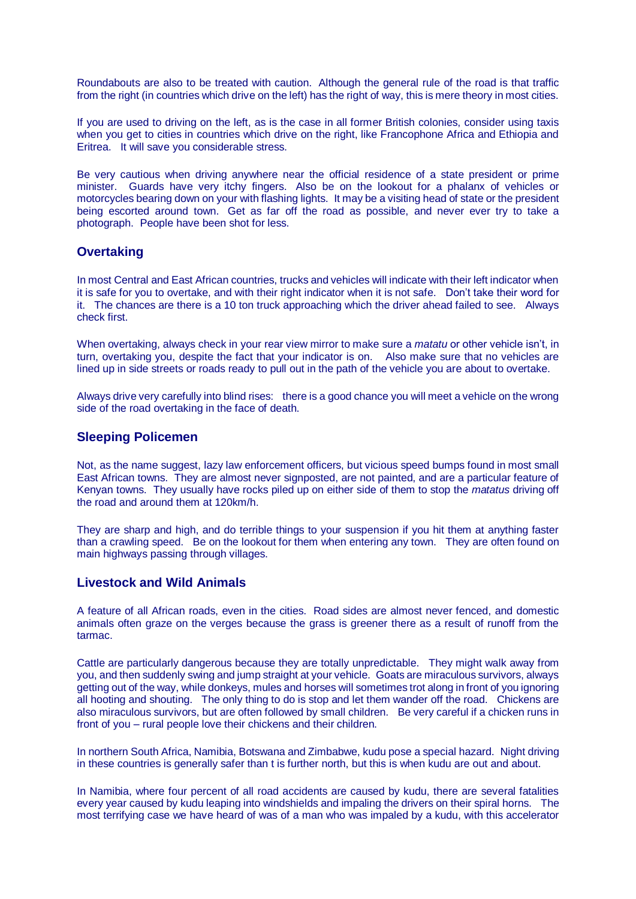Roundabouts are also to be treated with caution. Although the general rule of the road is that traffic from the right (in countries which drive on the left) has the right of way, this is mere theory in most cities.

If you are used to driving on the left, as is the case in all former British colonies, consider using taxis when you get to cities in countries which drive on the right, like Francophone Africa and Ethiopia and Eritrea. It will save you considerable stress.

Be very cautious when driving anywhere near the official residence of a state president or prime minister. Guards have very itchy fingers. Also be on the lookout for a phalanx of vehicles or motorcycles bearing down on your with flashing lights. It may be a visiting head of state or the president being escorted around town. Get as far off the road as possible, and never ever try to take a photograph. People have been shot for less.

## Overtaking

In most Central and East African countries, trucks and vehicles will indicate with their left indicator when it is safe for you to overtake, and with their right indicator when it is not safe. Don't take their word for it. The chances are there is a 10 ton truck approaching which the driver ahead failed to see. Always check first.

When overtaking, always check in your rear view mirror to make sure a *matatu* or other vehicle isn't, in turn, overtaking you, despite the fact that your indicator is on. Also make sure that no vehicles are lined up in side streets or roads ready to pull out in the path of the vehicle you are about to overtake.

Always drive very carefully into blind rises: there is a good chance you will meet a vehicle on the wrong side of the road overtaking in the face of death.

## Sleeping Policemen

Not, as the name suggest, lazy law enforcement officers, but vicious speed bumps found in most small East African towns. They are almost never signposted, are not painted, and are a particular feature of Kenyan towns. They usually have rocks piled up on either side of them to stop the *matatus* driving off the road and around them at 120km/h.

They are sharp and high, and do terrible things to your suspension if you hit them at anything faster than a crawling speed. Be on the lookout for them when entering any town. They are often found on main highways passing through villages.

## Livestock and Wild Animals

A feature of all African roads, even in the cities. Road sides are almost never fenced, and domestic animals often graze on the verges because the grass is greener there as a result of runoff from the tarmac.

Cattle are particularly dangerous because they are totally unpredictable. They might walk away from you, and then suddenly swing and jump straight at your vehicle. Goats are miraculous survivors, always getting out of the way, while donkeys, mules and horses will sometimes trot along in front of you ignoring all hooting and shouting. The only thing to do is stop and let them wander off the road. Chickens are also miraculous survivors, but are often followed by small children. Be very careful if a chicken runs in front of you – rural people love their chickens and their children.

In northern South Africa, Namibia, Botswana and Zimbabwe, kudu pose a special hazard. Night driving in these countries is generally safer than t is further north, but this is when kudu are out and about.

In Namibia, where four percent of all road accidents are caused by kudu, there are several fatalities every year caused by kudu leaping into windshields and impaling the drivers on their spiral horns. The most terrifying case we have heard of was of a man who was impaled by a kudu, with this accelerator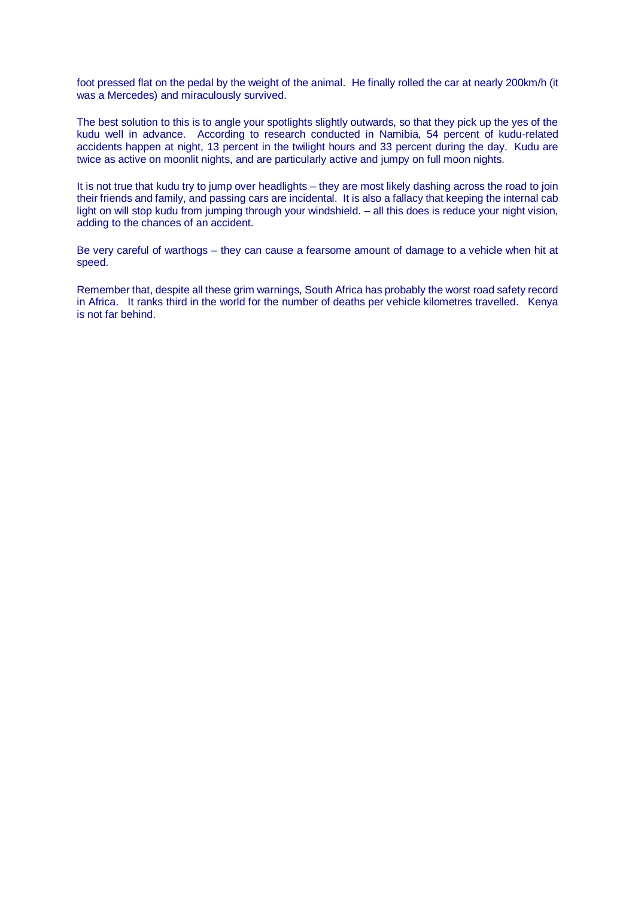foot pressed flat on the pedal by the weight of the animal. He finally rolled the car at nearly 200km/h (it was a Mercedes) and miraculously survived.

The best solution to this is to angle your spotlights slightly outwards, so that they pick up the yes of the kudu well in advance. According to research conducted in Namibia, 54 percent of kudu-related accidents happen at night, 13 percent in the twilight hours and 33 percent during the day. Kudu are twice as active on moonlit nights, and are particularly active and jumpy on full moon nights.

It is not true that kudu try to jump over headlights – they are most likely dashing across the road to join their friends and family, and passing cars are incidental. It is also a fallacy that keeping the internal cab light on will stop kudu from jumping through your windshield. – all this does is reduce your night vision, adding to the chances of an accident.

Be very careful of warthogs – they can cause a fearsome amount of damage to a vehicle when hit at speed.

Remember that, despite all these grim warnings, South Africa has probably the worst road safety record in Africa. It ranks third in the world for the number of deaths per vehicle kilometres travelled. Kenya is not far behind.